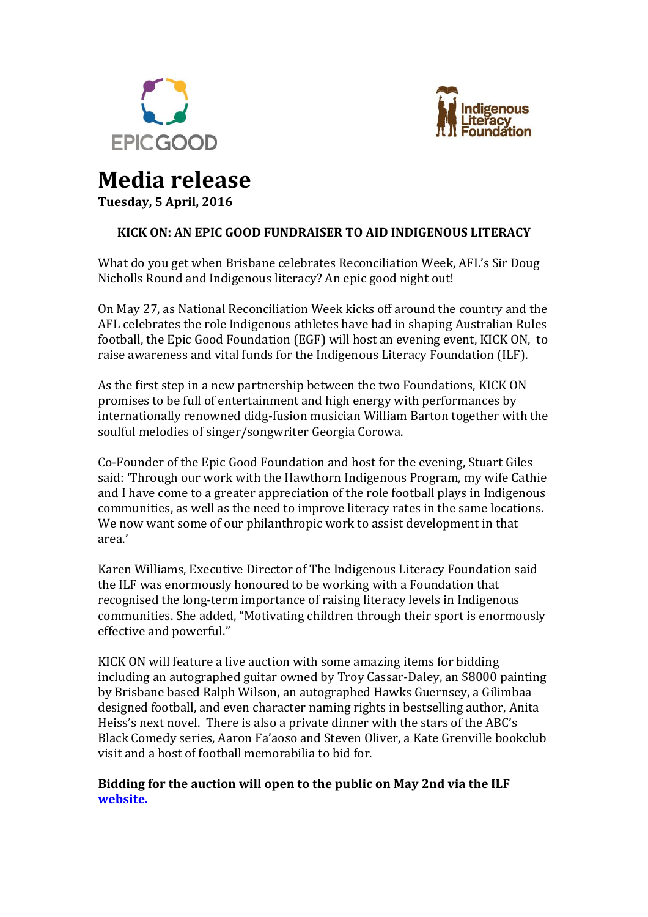# Media release

**Tuesday, 5 April, 2016**

**KICK ON: AN EPIC GOOD FUNDRAISER TO AID INDIGENOUS LITERACY**

What do you get when Brisbane celebrates Reconciliation Week, AFL's Sir Doug Nicholls Round and Indigenous literacy? An epic good night out!

On May 27, as National Reconciliation Week kicks off around the country and the AFL celebrates the role Indigenous athletes have had in shaping Australian Rules football, the Epic Good Foundation (EGF) will host an evening event, KICK ON, to raise awareness and vital funds for the Indigenous Literacy Foundation (ILF).

As the first step in a new partnership between the two Foundations, KICK ON promises to be full of entertainment and high energy with performances by internationally renowned didg-fusion musician William Barton together with the soulful melodies of singer/songwriter Georgia Corowa.

Co-Founder of the Epic Good Foundation and host for the evening, Stuart Giles said: 'Through our work with the Hawthorn Indigenous Program, my wife Cathie and I have come to a greater appreciation of the role football plays in Indigenous communities, as well as the need to improve literacy rates in the same locations. We now want some of our philanthropic work to assist development in that area.'

Karen Williams, Executive Director of The Indigenous Literacy Foundation said the ILF was enormously honoured to be working with a Foundation that recognised the long-term importance of raising literacy levels in Indigenous communities. She added, "Motivating children through their sport is enormously effective and powerful."

KICK ON will feature a live auction with some amazing items for bidding including an autographed guitar owned by Troy Cassar-Daley, an $8000 painting by Brisbane based Ralph Wilson, an autographed Hawks Guernsey, a Gilimbaa designed football, and even character naming rights in bestselling author, Anita Heiss's next novel. There is also a private dinner with the stars of the ABC's Black Comedy series, Aaron Fa'aoso and Steven Oliver, a Kate Grenville bookclub visit and a host of football memorabilia to bid for.

**Bidding for the auction will open to the public on May 2nd via the ILF website.**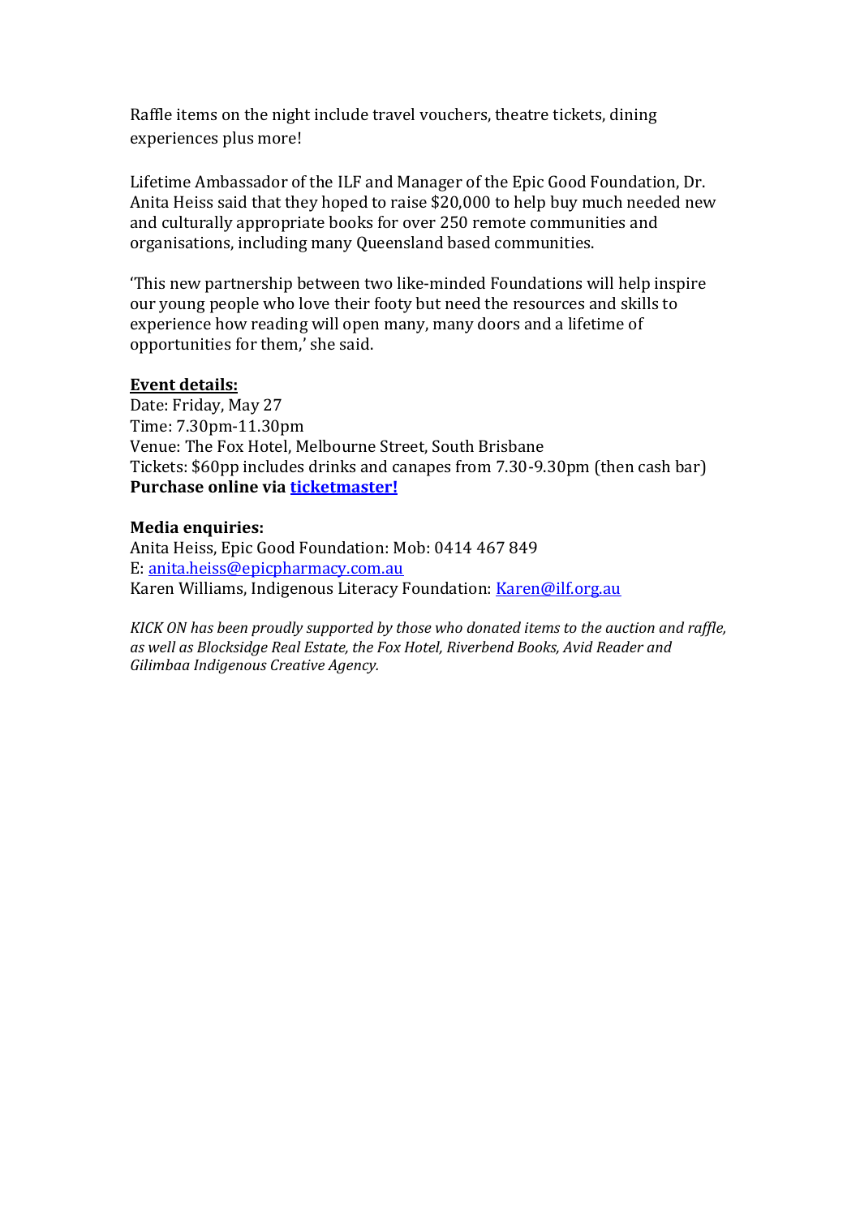Raffle items on the night include travel vouchers, theatre tickets, dining experiences plus more!

Lifetime Ambassador of the ILF and Manager of the Epic Good Foundation, Dr. Anita Heiss said that they hoped to raise $20,000 to help buy much needed new and culturally appropriate books for over 250 remote communities and organisations, including many Queensland based communities.

'This new partnership between two like-minded Foundations will help inspire our young people who love their footy but need the resources and skills to experience how reading will open many, many doors and a lifetime of opportunities for them,' she said.

**Event details:**
Date: Friday, May 27
Time: 7.30pm-11.30pm
Venue: The Fox Hotel, Melbourne Street, South Brisbane
Tickets: $60pp includes drinks and canapes from 7.30-9.30pm (then cash bar)
**Purchase online via ticketmaster!**

**Media enquiries:**
Anita Heiss, Epic Good Foundation: Mob: 0414 467 849
E: anita.heiss@epicpharmacy.com.au
Karen Williams, Indigenous Literacy Foundation: Karen@ilf.org.au

*KICK ON has been proudly supported by those who donated items to the auction and raffle, as well as Blocksidge Real Estate, the Fox Hotel, Riverbend Books, Avid Reader and Gilimbaa Indigenous Creative Agency.*